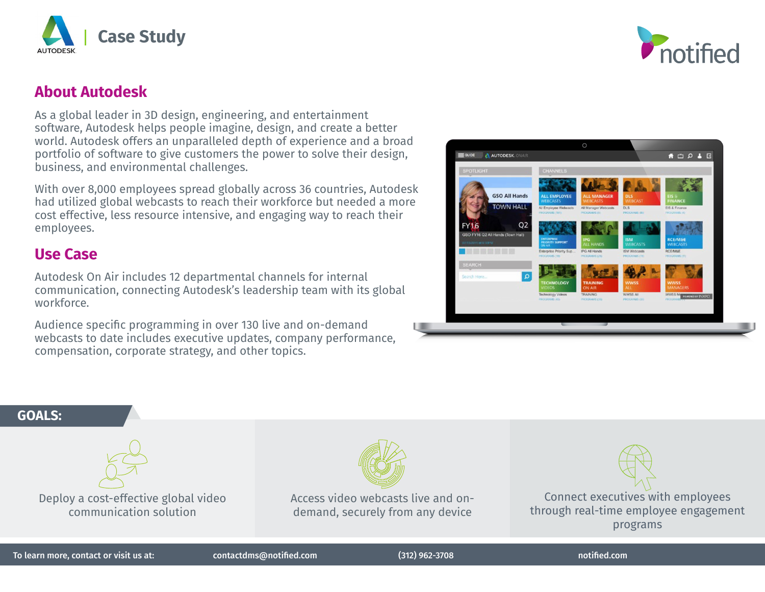# Case Study

## About Autodesk

As a global leader in 3D design, engineering, and entertainment software, Autodesk helps people imagine, design, and create a better world. Autodesk offers an unparalleled depth of experience and a broad portfolio of software to give customers the power to solve their design, business, and environmental challenges.

With over 8,000 employees spread globally across 36 countries, Autodesk had utilized global webcasts to reach their workforce but needed a more cost effective, less resource intensive, and engaging way to reach their employees.

## Use Case

Autodesk On Air includes 12 departmental channels for internal communication, connecting Autodesk's leadership team with its global workforce.

Audience specific programming in over 130 live and on-demand webcasts to date includes executive updates, company performance, compensation, corporate strategy, and other topics.

## GOALS:

- Deploy a cost-effective global video communication solution
- Access video webcasts live and on-demand, securely from any device
- Connect executives with employees through real-time employee engagement programs

To learn more, contact or visit us at: contactdms@notified.com (312) 962-3708 notified.com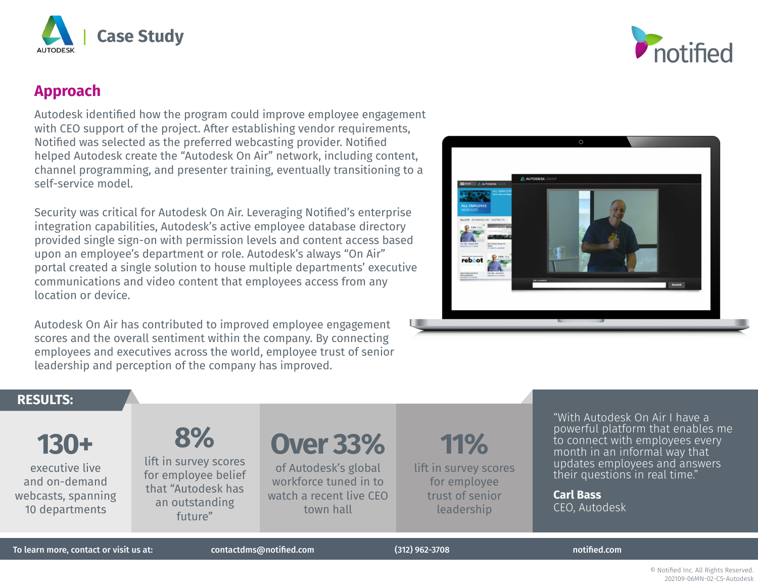Case Study

## Approach

Autodesk identified how the program could improve employee engagement with CEO support of the project. After establishing vendor requirements, Notified was selected as the preferred webcasting provider. Notified helped Autodesk create the "Autodesk On Air" network, including content, channel programming, and presenter training, eventually transitioning to a self-service model.

Security was critical for Autodesk On Air. Leveraging Notified's enterprise integration capabilities, Autodesk's active employee database directory provided single sign-on with permission levels and content access based upon an employee's department or role. Autodesk's always "On Air" portal created a single solution to house multiple departments' executive communications and video content that employees access from any location or device.

Autodesk On Air has contributed to improved employee engagement scores and the overall sentiment within the company. By connecting employees and executives across the world, employee trust of senior leadership and perception of the company has improved.

## RESULTS:

**130+**
executive live and on-demand webcasts, spanning 10 departments

**8%**
lift in survey scores for employee belief that "Autodesk has an outstanding future"

**Over 33%**
of Autodesk's global workforce tuned in to watch a recent live CEO town hall

**11%**
lift in survey scores for employee trust of senior leadership

"With Autodesk On Air I have a powerful platform that enables me to connect with employees every month in an informal way that updates employees and answers their questions in real time."

**Carl Bass**
CEO, Autodesk

To learn more, contact or visit us at: contactdms@notified.com (312) 962-3708 notified.com

© Notified Inc. All Rights Reserved.
202109-06MN-02-CS-Autodesk